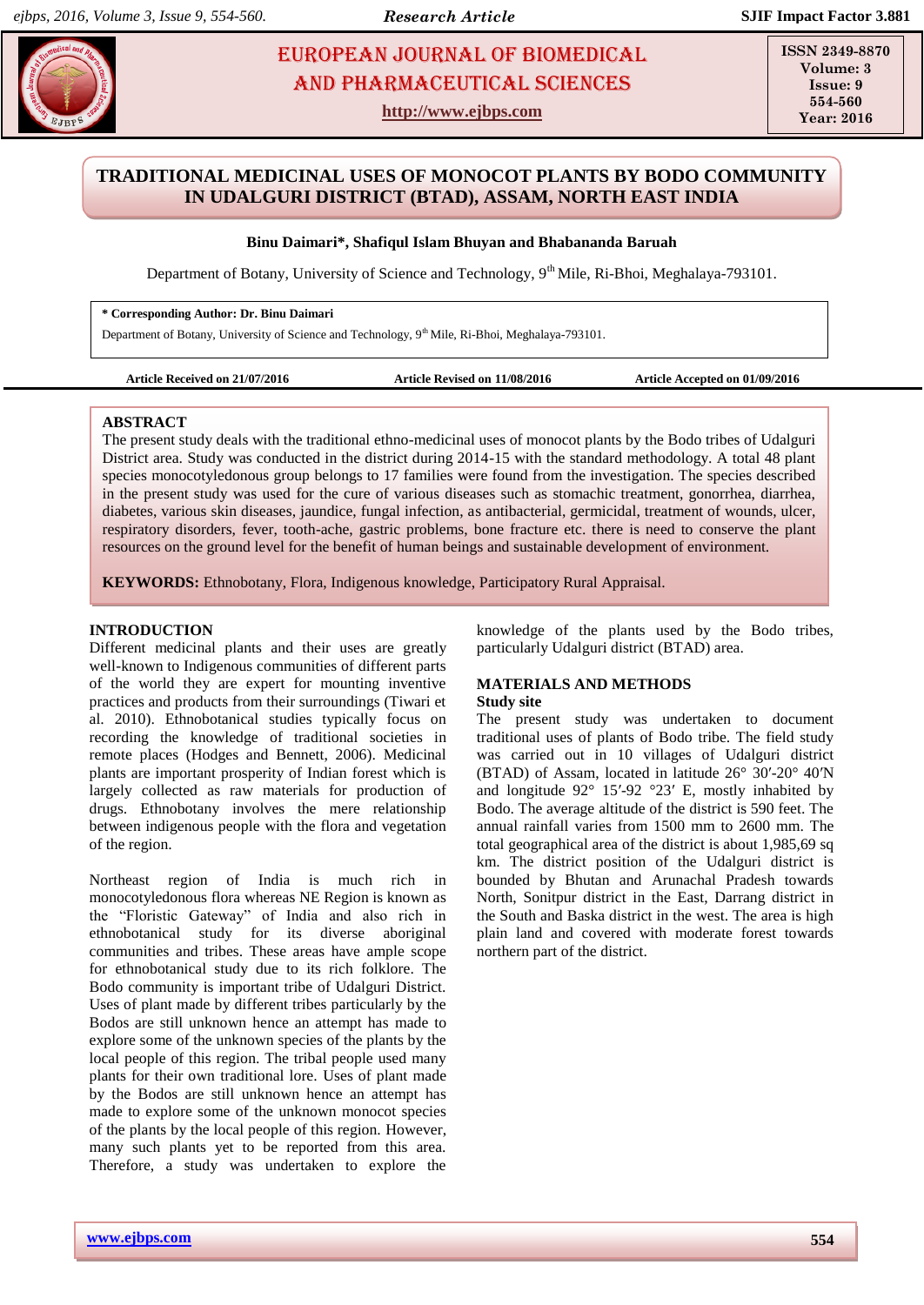# TRADITIONAL MEDICINAL USES OF MONOCOT PLANTS BY BODO COMMUNITY IN UDALGURI DISTRICT (BTAD), ASSAM, NORTH EAST INDIA

**Binu Daimari*, Shafiqul Islam Bhuyan and Bhabananda Baruah**

Department of Botany, University of Science and Technology, 9[th] Mile, Ri-Bhoi, Meghalaya-793101.

**\* Corresponding Author: Dr. Binu Daimari**
Department of Botany, University of Science and Technology, 9[th] Mile, Ri-Bhoi, Meghalaya-793101.

**Article Received on 21/07/2016** **Article Revised on 11/08/2016** **Article Accepted on 01/09/2016**

## ABSTRACT

The present study deals with the traditional ethno-medicinal uses of monocot plants by the Bodo tribes of Udalguri District area. Study was conducted in the district during 2014-15 with the standard methodology. A total 48 plant species monocotyledonous group belongs to 17 families were found from the investigation. The species described in the present study was used for the cure of various diseases such as stomachic treatment, gonorrhea, diarrhea, diabetes, various skin diseases, jaundice, fungal infection, as antibacterial, germicidal, treatment of wounds, ulcer, respiratory disorders, fever, tooth-ache, gastric problems, bone fracture etc. there is need to conserve the plant resources on the ground level for the benefit of human beings and sustainable development of environment.

**KEYWORDS:** Ethnobotany, Flora, Indigenous knowledge, Participatory Rural Appraisal.

## INTRODUCTION

Different medicinal plants and their uses are greatly well-known to Indigenous communities of different parts of the world they are expert for mounting inventive practices and products from their surroundings (Tiwari et al. 2010). Ethnobotanical studies typically focus on recording the knowledge of traditional societies in remote places (Hodges and Bennett, 2006). Medicinal plants are important prosperity of Indian forest which is largely collected as raw materials for production of drugs. Ethnobotany involves the mere relationship between indigenous people with the flora and vegetation of the region.

Northeast region of India is much rich in monocotyledonous flora whereas NE Region is known as the "Floristic Gateway" of India and also rich in ethnobotanical study for its diverse aboriginal communities and tribes. These areas have ample scope for ethnobotanical study due to its rich folklore. The Bodo community is important tribe of Udalguri District. Uses of plant made by different tribes particularly by the Bodos are still unknown hence an attempt has made to explore some of the unknown species of the plants by the local people of this region. The tribal people used many plants for their own traditional lore. Uses of plant made by the Bodos are still unknown hence an attempt has made to explore some of the unknown monocot species of the plants by the local people of this region. However, many such plants yet to be reported from this area. Therefore, a study was undertaken to explore the knowledge of the plants used by the Bodo tribes, particularly Udalguri district (BTAD) area.

## MATERIALS AND METHODS

### Study site

The present study was undertaken to document traditional uses of plants of Bodo tribe. The field study was carried out in 10 villages of Udalguri district (BTAD) of Assam, located in latitude 26° 30′-20° 40′N and longitude 92° 15′-92 °23′ E, mostly inhabited by Bodo. The average altitude of the district is 590 feet. The annual rainfall varies from 1500 mm to 2600 mm. The total geographical area of the district is about 1,985,69 sq km. The district position of the Udalguri district is bounded by Bhutan and Arunachal Pradesh towards North, Sonitpur district in the East, Darrang district in the South and Baska district in the west. The area is high plain land and covered with moderate forest towards northern part of the district.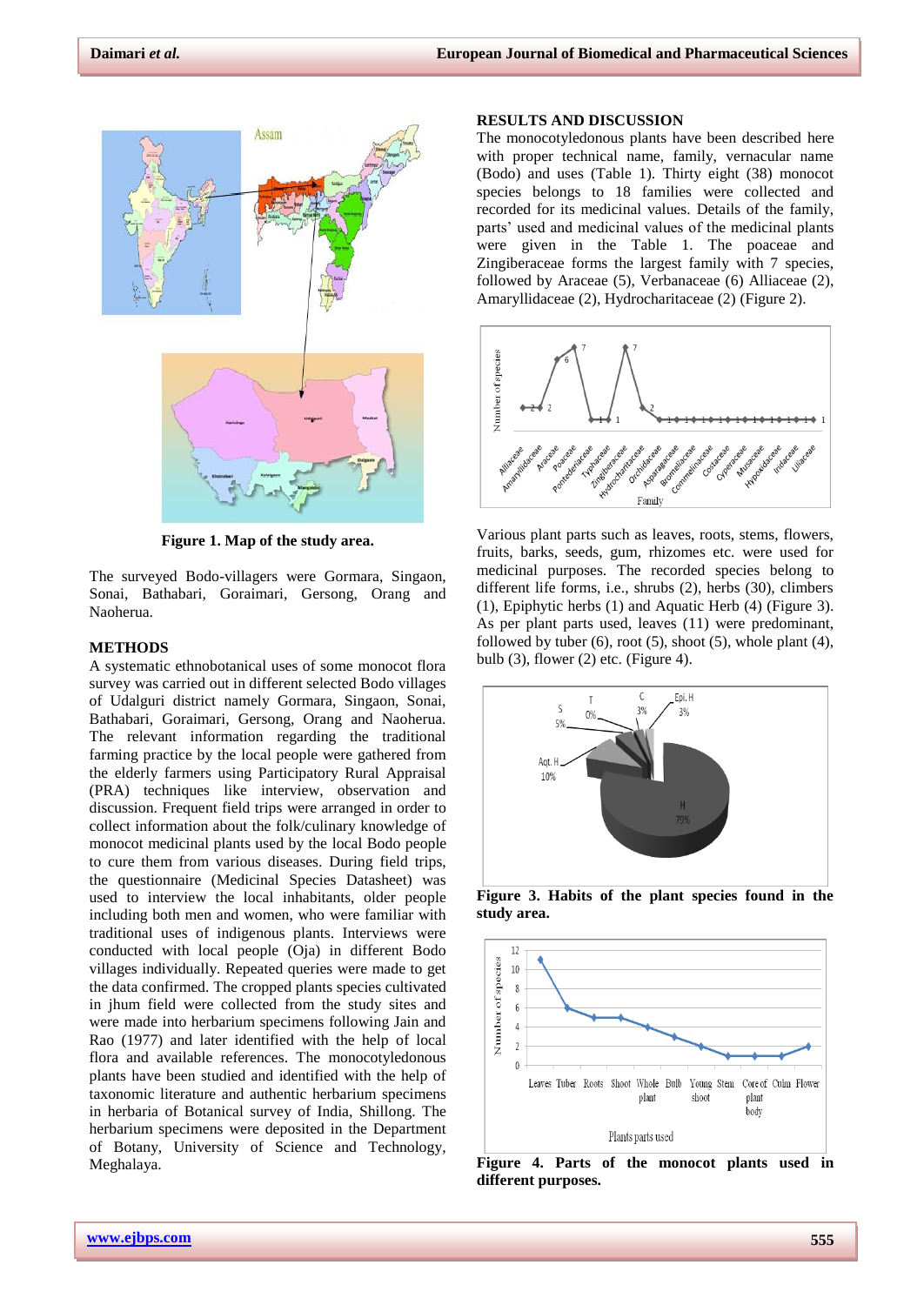**Figure 1. Map of the study area.**

The surveyed Bodo-villagers were Gormara, Singaon, Sonai, Bathabari, Goraimari, Gersong, Orang and Naoherua.

## METHODS

A systematic ethnobotanical uses of some monocot flora survey was carried out in different selected Bodo villages of Udalguri district namely Gormara, Singaon, Sonai, Bathabari, Goraimari, Gersong, Orang and Naoherua. The relevant information regarding the traditional farming practice by the local people were gathered from the elderly farmers using Participatory Rural Appraisal (PRA) techniques like interview, observation and discussion. Frequent field trips were arranged in order to collect information about the folk/culinary knowledge of monocot medicinal plants used by the local Bodo people to cure them from various diseases. During field trips, the questionnaire (Medicinal Species Datasheet) was used to interview the local inhabitants, older people including both men and women, who were familiar with traditional uses of indigenous plants. Interviews were conducted with local people (Oja) in different Bodo villages individually. Repeated queries were made to get the data confirmed. The cropped plants species cultivated in jhum field were collected from the study sites and were made into herbarium specimens following Jain and Rao (1977) and later identified with the help of local flora and available references. The monocotyledonous plants have been studied and identified with the help of taxonomic literature and authentic herbarium specimens in herbaria of Botanical survey of India, Shillong. The herbarium specimens were deposited in the Department of Botany, University of Science and Technology, Meghalaya.

## RESULTS AND DISCUSSION

The monocotyledonous plants have been described here with proper technical name, family, vernacular name (Bodo) and uses (Table 1). Thirty eight (38) monocot species belongs to 18 families were collected and recorded for its medicinal values. Details of the family, parts' used and medicinal values of the medicinal plants were given in the Table 1. The poaceae and Zingiberaceae forms the largest family with 7 species, followed by Araceae (5), Verbanaceae (6) Alliaceae (2), Amaryllidaceae (2), Hydrocharitaceae (2) (Figure 2).

Various plant parts such as leaves, roots, stems, flowers, fruits, barks, seeds, gum, rhizomes etc. were used for medicinal purposes. The recorded species belong to different life forms, i.e., shrubs (2), herbs (30), climbers (1), Epiphytic herbs (1) and Aquatic Herb (4) (Figure 3). As per plant parts used, leaves (11) were predominant, followed by tuber (6), root (5), shoot (5), whole plant (4), bulb (3), flower (2) etc. (Figure 4).

**Figure 3. Habits of the plant species found in the study area.**

**Figure 4. Parts of the monocot plants used in different purposes.**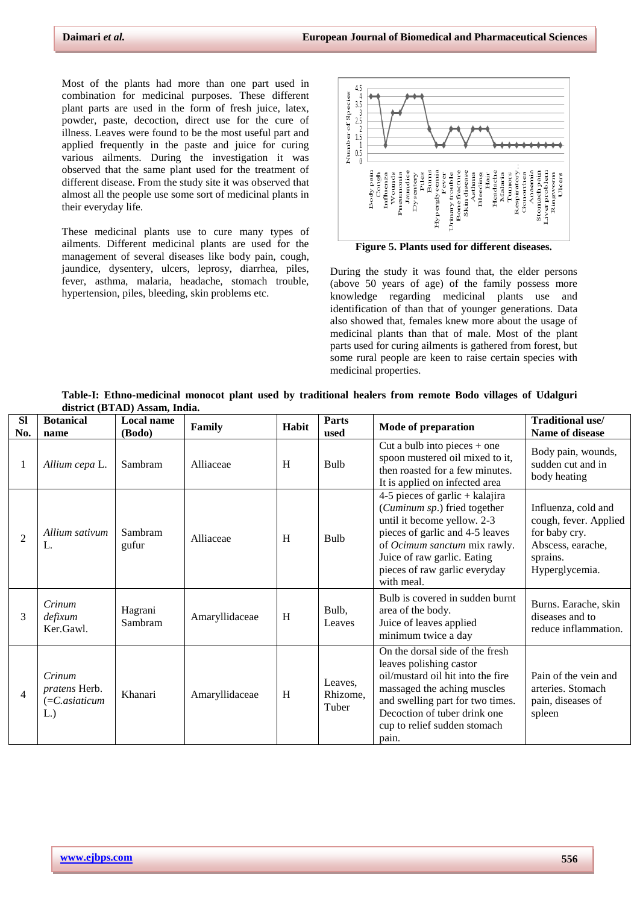Most of the plants had more than one part used in combination for medicinal purposes. These different plant parts are used in the form of fresh juice, latex, powder, paste, decoction, direct use for the cure of illness. Leaves were found to be the most useful part and applied frequently in the paste and juice for curing various ailments. During the investigation it was observed that the same plant used for the treatment of different disease. From the study site it was observed that almost all the people use some sort of medicinal plants in their everyday life.

These medicinal plants use to cure many types of ailments. Different medicinal plants are used for the management of several diseases like body pain, cough, jaundice, dysentery, ulcers, leprosy, diarrhea, piles, fever, asthma, malaria, headache, stomach trouble, hypertension, piles, bleeding, skin problems etc.

**Figure 5. Plants used for different diseases.**

During the study it was found that, the elder persons (above 50 years of age) of the family possess more knowledge regarding medicinal plants use and identification of than that of younger generations. Data also showed that, females knew more about the usage of medicinal plants than that of male. Most of the plant parts used for curing ailments is gathered from forest, but some rural people are keen to raise certain species with medicinal properties.

**Table-I: Ethno-medicinal monocot plant used by traditional healers from remote Bodo villages of Udalguri district (BTAD) Assam, India.**

| Sl No. | Botanical name | Local name (Bodo) | Family | Habit | Parts used | Mode of preparation | Traditional use/ Name of disease |
|---|---|---|---|---|---|---|---|
| 1 | *Allium cepa* L. | Sambram | Alliaceae | H | Bulb | Cut a bulb into pieces + one spoon mustered oil mixed to it, then roasted for a few minutes. It is applied on infected area | Body pain, wounds, sudden cut and in body heating |
| 2 | *Allium sativum* L. | Sambram gufur | Alliaceae | H | Bulb | 4-5 pieces of garlic + kalajira (*Cuminum sp.*) fried together until it become yellow. 2-3 pieces of garlic and 4-5 leaves of *Ocimum sanctum* mix rawly. Juice of raw garlic. Eating pieces of raw garlic everyday with meal. | Influenza, cold and cough, fever. Applied for baby cry. Abscess, earache, sprains. Hyperglycemia. |
| 3 | *Crinum defixum* Ker.Gawl. | Hagrani Sambram | Amaryllidaceae | H | Bulb, Leaves | Bulb is covered in sudden burnt area of the body. Juice of leaves applied minimum twice a day | Burns. Earache, skin diseases and to reduce inflammation. |
| 4 | *Crinum pratens* Herb. (=*C.asiaticum* L.) | Khanari | Amaryllidaceae | H | Leaves, Rhizome, Tuber | On the dorsal side of the fresh leaves polishing castor oil/mustard oil hit into the fire massaged the aching muscles and swelling part for two times. Decoction of tuber drink one cup to relief sudden stomach pain. | Pain of the vein and arteries. Stomach pain, diseases of spleen |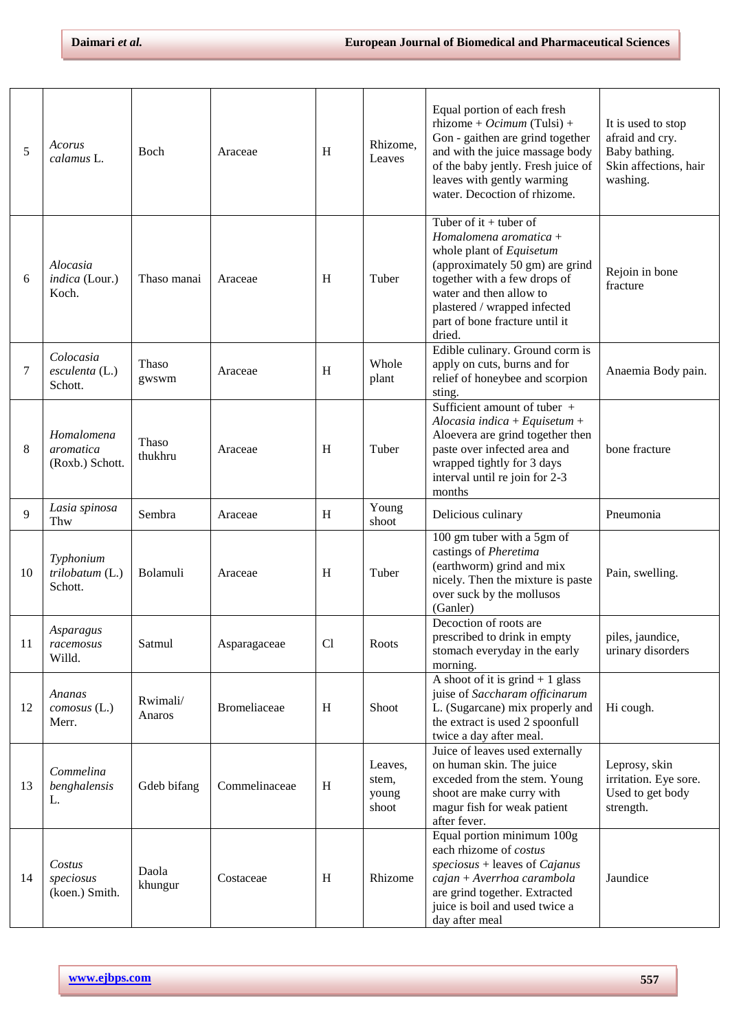| | | | | | | | |
|---|---|---|---|---|---|---|---|
| 5 | *Acorus calamus* L. | Boch | Araceae | H | Rhizome, Leaves | Equal portion of each fresh rhizome + *Ocimum* (Tulsi) + Gon - gaithen are grind together and with the juice massage body of the baby jently. Fresh juice of leaves with gently warming water. Decoction of rhizome. | It is used to stop afraid and cry. Baby bathing. Skin affections, hair washing. |
| 6 | *Alocasia indica* (Lour.) Koch. | Thaso manai | Araceae | H | Tuber | Tuber of it + tuber of *Homalomena aromatica* + whole plant of *Equisetum* (approximately 50 gm) are grind together with a few drops of water and then allow to plastered / wrapped infected part of bone fracture until it dried. | Rejoin in bone fracture |
| 7 | *Colocasia esculenta* (L.) Schott. | Thaso gwswm | Araceae | H | Whole plant | Edible culinary. Ground corm is apply on cuts, burns and for relief of honeybee and scorpion sting. | Anaemia Body pain. |
| 8 | *Homalomena aromatica* (Roxb.) Schott. | Thaso thukhru | Araceae | H | Tuber | Sufficient amount of tuber + *Alocasia indica* + *Equisetum* + Aloevera are grind together then paste over infected area and wrapped tightly for 3 days interval until re join for 2-3 months | bone fracture |
| 9 | *Lasia spinosa* Thw | Sembra | Araceae | H | Young shoot | Delicious culinary | Pneumonia |
| 10 | *Typhonium trilobatum* (L.) Schott. | Bolamuli | Araceae | H | Tuber | 100 gm tuber with a 5gm of castings of *Pheretima* (earthworm) grind and mix nicely. Then the mixture is paste over suck by the mollusos (Ganler) | Pain, swelling. |
| 11 | *Asparagus racemosus* Willd. | Satmul | Asparagaceae | Cl | Roots | Decoction of roots are prescribed to drink in empty stomach everyday in the early morning. | piles, jaundice, urinary disorders |
| 12 | *Ananas comosus* (L.) Merr. | Rwimali/ Anaros | Bromeliaceae | H | Shoot | A shoot of it is grind + 1 glass juise of *Saccharam officinarum* L. (Sugarcane) mix properly and the extract is used 2 spoonfull twice a day after meal. | Hi cough. |
| 13 | *Commelina benghalensis* L. | Gdeb bifang | Commelinaceae | H | Leaves, stem, young shoot | Juice of leaves used externally on human skin. The juice exceded from the stem. Young shoot are make curry with magur fish for weak patient after fever. | Leprosy, skin irritation. Eye sore. Used to get body strength. |
| 14 | *Costus speciosus* (koen.) Smith. | Daola khungur | Costaceae | H | Rhizome | Equal portion minimum 100g each rhizome of *costus speciosus* + leaves of *Cajanus cajan* + *Averrhoa carambola* are grind together. Extracted juice is boil and used twice a day after meal | Jaundice |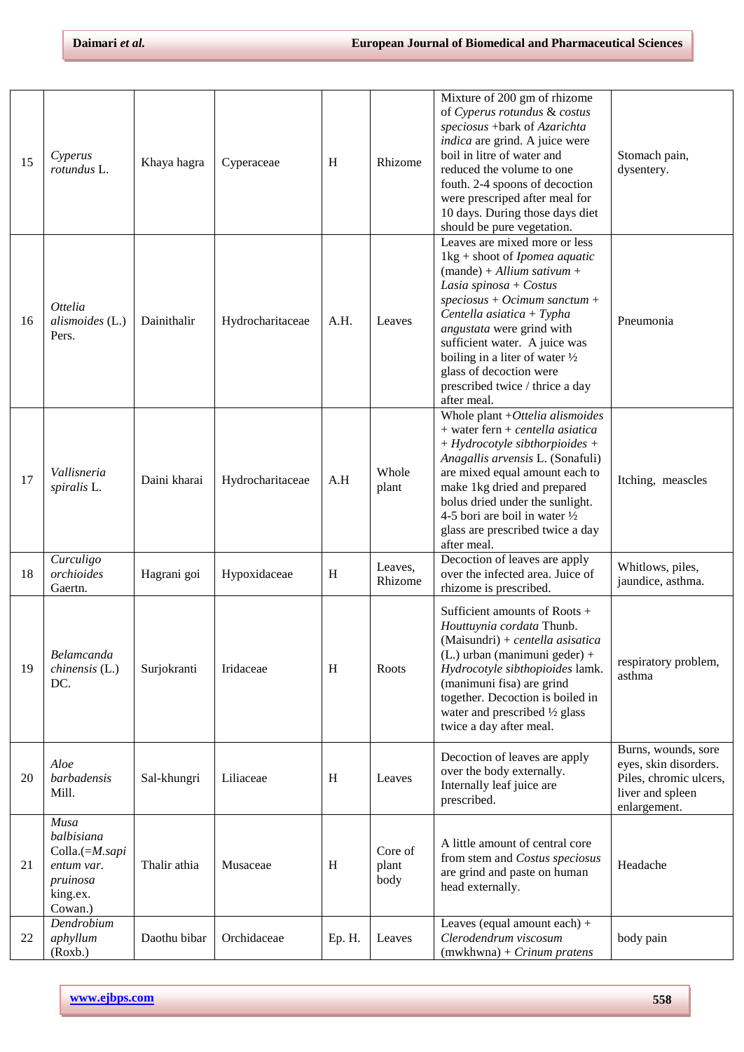| 15 | *Cyperus rotundus* L. | Khaya hagra | Cyperaceae | H | Rhizome | Mixture of 200 gm of rhizome of *Cyperus rotundus* & *costus speciosus* +bark of *Azarichta indica* are grind. A juice were boil in litre of water and reduced the volume to one fouth. 2-4 spoons of decoction were prescriped after meal for 10 days. During those days diet should be pure vegetation. | Stomach pain, dysentery. |
|---|---|---|---|---|---|---|---|
| 16 | *Ottelia alismoides* (L.) Pers. | Dainithalir | Hydrocharitaceae | A.H. | Leaves | Leaves are mixed more or less 1kg + shoot of *Ipomea aquatic* (mande) + *Allium sativum* + *Lasia spinosa* + *Costus speciosus* + *Ocimum sanctum* + *Centella asiatica* + *Typha angustata* were grind with sufficient water. A juice was boiling in a liter of water ½ glass of decoction were prescribed twice / thrice a day after meal. | Pneumonia |
| 17 | *Vallisneria spiralis* L. | Daini kharai | Hydrocharitaceae | A.H | Whole plant | Whole plant +*Ottelia alismoides* + water fern + *centella asiatica* + *Hydrocotyle sibthorpioides* + *Anagallis arvensis* L. (Sonafuli) are mixed equal amount each to make 1kg dried and prepared bolus dried under the sunlight. 4-5 bori are boil in water ½ glass are prescribed twice a day after meal. | Itching, meascles |
| 18 | *Curculigo orchioides* Gaertn. | Hagrani goi | Hypoxidaceae | H | Leaves, Rhizome | Decoction of leaves are apply over the infected area. Juice of rhizome is prescribed. | Whitlows, piles, jaundice, asthma. |
| 19 | *Belamcanda chinensis* (L.) DC. | Surjokranti | Iridaceae | H | Roots | Sufficient amounts of Roots + *Houttuynia cordata* Thunb. (Maisundri) + *centella asisatica* (L.) urban (manimuni geder) + *Hydrocotyle sibthopioides* lamk. (manimuni fisa) are grind together. Decoction is boiled in water and prescribed ½ glass twice a day after meal. | respiratory problem, asthma |
| 20 | *Aloe barbadensis* Mill. | Sal-khungri | Liliaceae | H | Leaves | Decoction of leaves are apply over the body externally. Internally leaf juice are prescribed. | Burns, wounds, sore eyes, skin disorders. Piles, chronic ulcers, liver and spleen enlargement. |
| 21 | *Musa balbisiana* Colla.(=*M.sapientum var. pruinosa* king.ex. Cowan.) | Thalir athia | Musaceae | H | Core of plant body | A little amount of central core from stem and *Costus speciosus* are grind and paste on human head externally. | Headache |
| 22 | *Dendrobium aphyllum* (Roxb.) | Daothu bibar | Orchidaceae | Ep. H. | Leaves | Leaves (equal amount each) + *Clerodendrum viscosum* (mwkhwna) + *Crinum pratens* | body pain |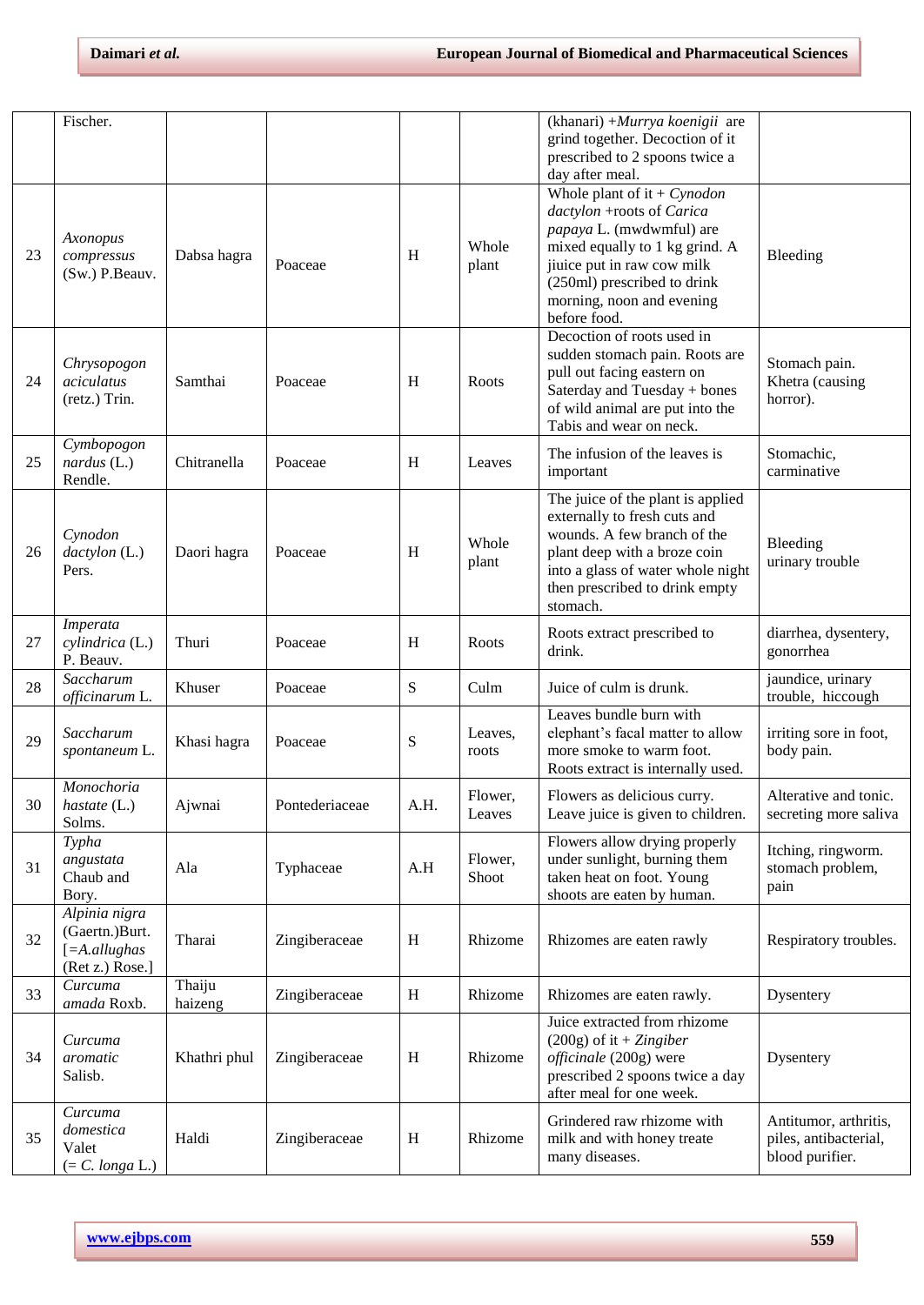|  | Fischer. |  |  |  |  | (khanari) +*Murrya koenigii* are grind together. Decoction of it prescribed to 2 spoons twice a day after meal. |  |
|---|---|---|---|---|---|---|---|
| 23 | *Axonopus compressus* (Sw.) P.Beauv. | Dabsa hagra | Poaceae | H | Whole plant | Whole plant of it + *Cynodon dactylon* +roots of *Carica papaya* L. (mwdwmful) are mixed equally to 1 kg grind. A jiiuce put in raw cow milk (250ml) prescribed to drink morning, noon and evening before food. | Bleeding |
| 24 | *Chrysopogon aciculatus* (retz.) Trin. | Samthai | Poaceae | H | Roots | Decoction of roots used in sudden stomach pain. Roots are pull out facing eastern on Saterday and Tuesday + bones of wild animal are put into the Tabis and wear on neck. | Stomach pain. Khetra (causing horror). |
| 25 | *Cymbopogon nardus* (L.) Rendle. | Chitranella | Poaceae | H | Leaves | The infusion of the leaves is important | Stomachic, carminative |
| 26 | *Cynodon dactylon* (L.) Pers. | Daori hagra | Poaceae | H | Whole plant | The juice of the plant is applied externally to fresh cuts and wounds. A few branch of the plant deep with a broze coin into a glass of water whole night then prescribed to drink empty stomach. | Bleeding urinary trouble |
| 27 | *Imperata cylindrica* (L.) P. Beauv. | Thuri | Poaceae | H | Roots | Roots extract prescribed to drink. | diarrhea, dysentery, gonorrhea |
| 28 | *Saccharum officinarum* L. | Khuser | Poaceae | S | Culm | Juice of culm is drunk. | jaundice, urinary trouble, hiccough |
| 29 | *Saccharum spontaneum* L. | Khasi hagra | Poaceae | S | Leaves, roots | Leaves bundle burn with elephant's facal matter to allow more smoke to warm foot. Roots extract is internally used. | irriting sore in foot, body pain. |
| 30 | *Monochoria hastate* (L.) Solms. | Ajwnai | Pontederiaceae | A.H. | Flower, Leaves | Flowers as delicious curry. Leave juice is given to children. | Alterative and tonic. secreting more saliva |
| 31 | *Typha angustata* Chaub and Bory. | Ala | Typhaceae | A.H | Flower, Shoot | Flowers allow drying properly under sunlight, burning them taken heat on foot. Young shoots are eaten by human. | Itching, ringworm. stomach problem, pain |
| 32 | *Alpinia nigra* (Gaertn.)Burt. [=*A.allughas* (Ret z.) Rose.] | Tharai | Zingiberaceae | H | Rhizome | Rhizomes are eaten rawly | Respiratory troubles. |
| 33 | *Curcuma amada* Roxb. | Thaiju haizeng | Zingiberaceae | H | Rhizome | Rhizomes are eaten rawly. | Dysentery |
| 34 | *Curcuma aromatic* Salisb. | Khathri phul | Zingiberaceae | H | Rhizome | Juice extracted from rhizome (200g) of it + *Zingiber officinale* (200g) were prescribed 2 spoons twice a day after meal for one week. | Dysentery |
| 35 | *Curcuma domestica* Valet (= *C. longa* L.) | Haldi | Zingiberaceae | H | Rhizome | Grindered raw rhizome with milk and with honey treate many diseases. | Antitumor, arthritis, piles, antibacterial, blood purifier. |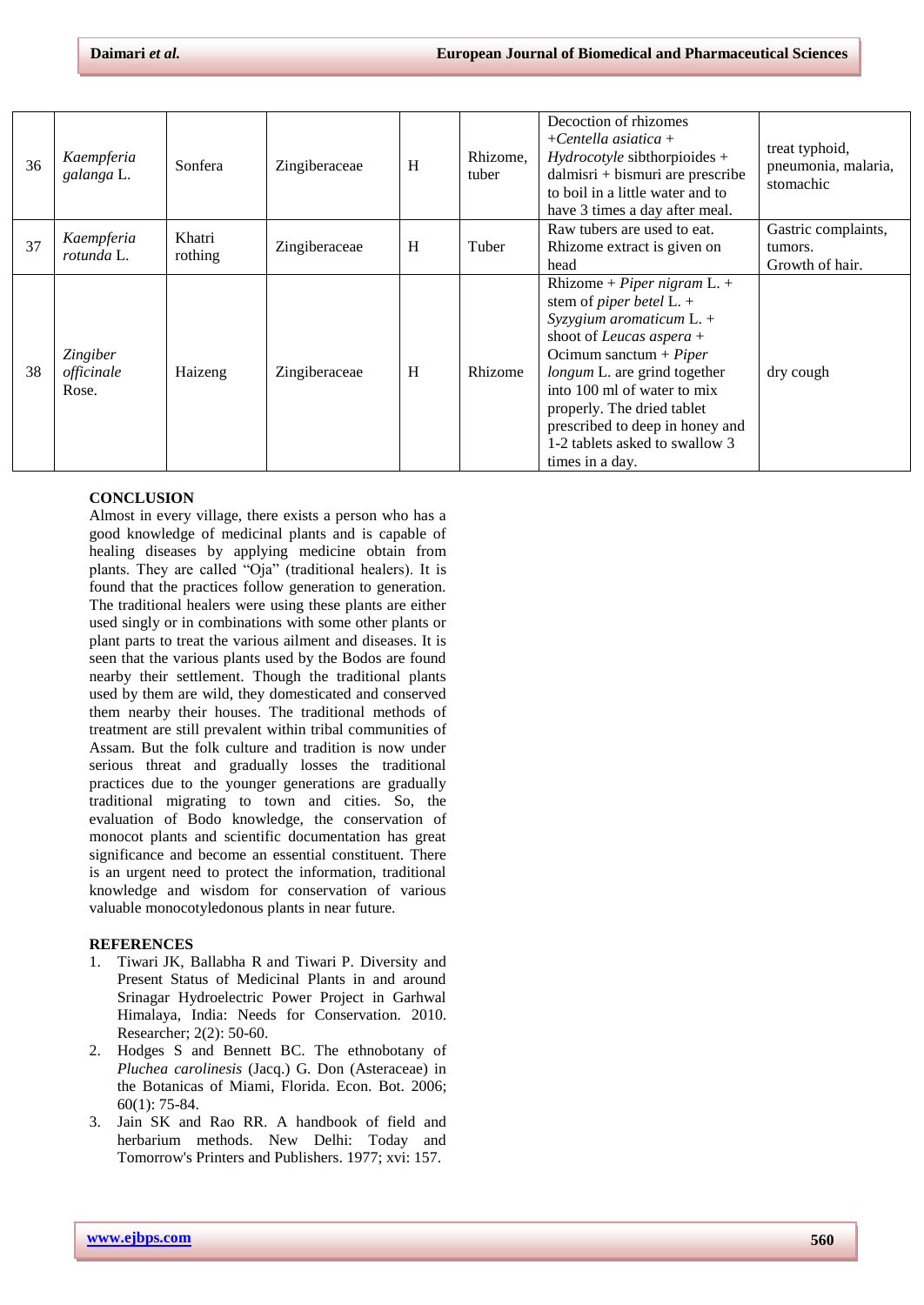| | | | | | | | |
|---|---|---|---|---|---|---|---|
| 36 | *Kaempferia galanga* L. | Sonfera | Zingiberaceae | H | Rhizome, tuber | Decoction of rhizomes +*Centella asiatica* + *Hydrocotyle* sibthorpioides + dalmisri + bismuri are prescribe to boil in a little water and to have 3 times a day after meal. | treat typhoid, pneumonia, malaria, stomachic |
| 37 | *Kaempferia rotunda* L. | Khatri rothing | Zingiberaceae | H | Tuber | Raw tubers are used to eat. Rhizome extract is given on head | Gastric complaints, tumors. Growth of hair. |
| 38 | *Zingiber officinale* Rose. | Haizeng | Zingiberaceae | H | Rhizome | Rhizome + *Piper nigram* L. + stem of *piper betel* L. + *Syzygium aromaticum* L. + shoot of *Leucas aspera* + Ocimum sanctum + *Piper longum* L. are grind together into 100 ml of water to mix properly. The dried tablet prescribed to deep in honey and 1-2 tablets asked to swallow 3 times in a day. | dry cough |

## CONCLUSION

Almost in every village, there exists a person who has a good knowledge of medicinal plants and is capable of healing diseases by applying medicine obtain from plants. They are called "Oja" (traditional healers). It is found that the practices follow generation to generation. The traditional healers were using these plants are either used singly or in combinations with some other plants or plant parts to treat the various ailment and diseases. It is seen that the various plants used by the Bodos are found nearby their settlement. Though the traditional plants used by them are wild, they domesticated and conserved them nearby their houses. The traditional methods of treatment are still prevalent within tribal communities of Assam. But the folk culture and tradition is now under serious threat and gradually losses the traditional practices due to the younger generations are gradually traditional migrating to town and cities. So, the evaluation of Bodo knowledge, the conservation of monocot plants and scientific documentation has great significance and become an essential constituent. There is an urgent need to protect the information, traditional knowledge and wisdom for conservation of various valuable monocotyledonous plants in near future.

## REFERENCES

1. Tiwari JK, Ballabha R and Tiwari P. Diversity and Present Status of Medicinal Plants in and around Srinagar Hydroelectric Power Project in Garhwal Himalaya, India: Needs for Conservation. 2010. Researcher; 2(2): 50-60.
2. Hodges S and Bennett BC. The ethnobotany of *Pluchea carolinesis* (Jacq.) G. Don (Asteraceae) in the Botanicas of Miami, Florida. Econ. Bot. 2006; 60(1): 75-84.
3. Jain SK and Rao RR. A handbook of field and herbarium methods. New Delhi: Today and Tomorrow's Printers and Publishers. 1977; xvi: 157.